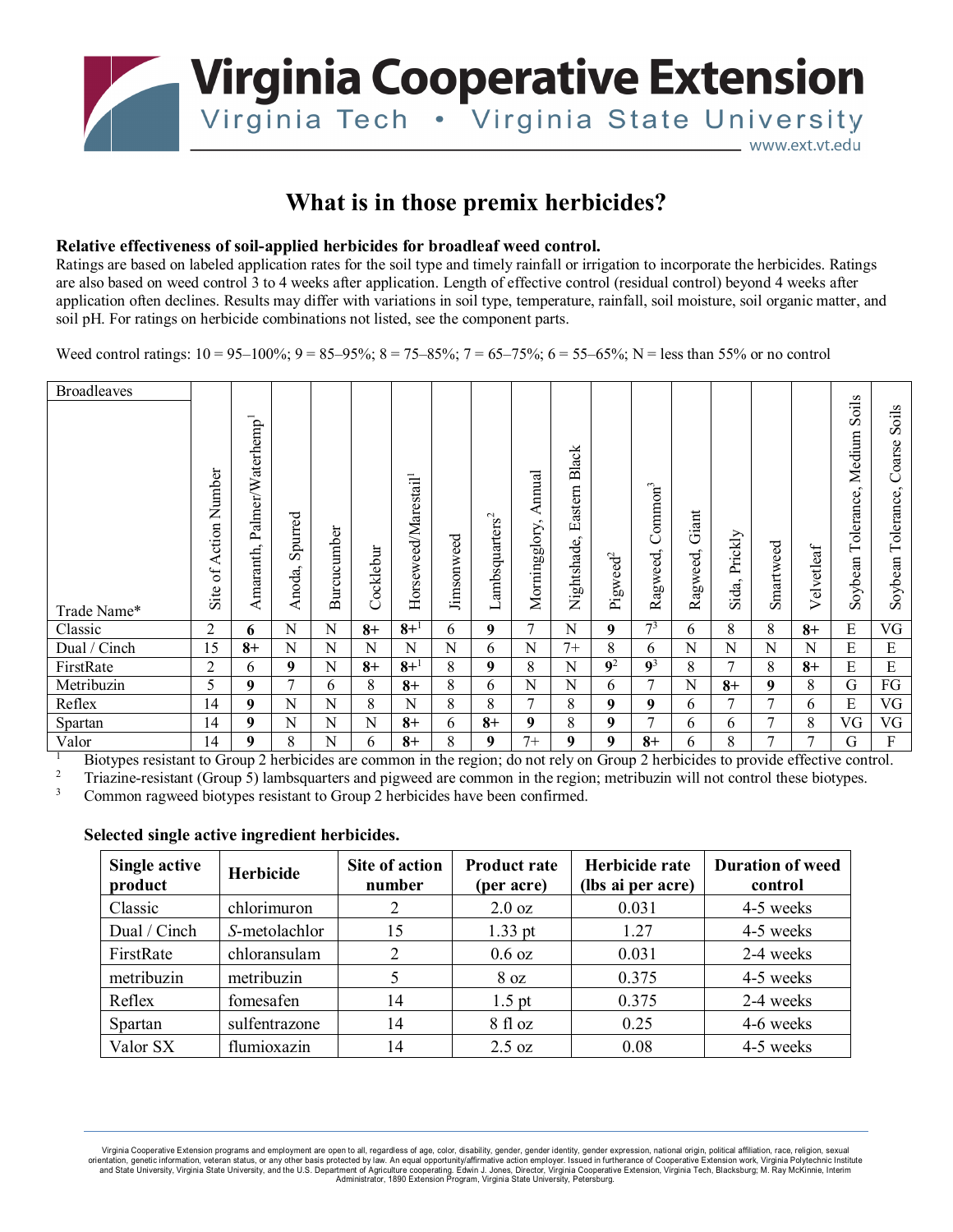# What is in those premix herbicides?

**Relative effectiveness of soil-applied herbicides for broadleaf weed control.**
Ratings are based on labeled application rates for the soil type and timely rainfall or irrigation to incorporate the herbicides. Ratings are also based on weed control 3 to 4 weeks after application. Length of effective control (residual control) beyond 4 weeks after application often declines. Results may differ with variations in soil type, temperature, rainfall, soil moisture, soil organic matter, and soil pH. For ratings on herbicide combinations not listed, see the component parts.

Weed control ratings: 10 = 95–100%; 9 = 85–95%; 8 = 75–85%; 7 = 65–75%; 6 = 55–65%; N = less than 55% or no control

| Broadleaves<br>Trade Name* | Site of Action Number | Amaranth, Palmer/Waterhemp[1] | Anoda, Spurred | Burcucumber | Cocklebur | Horseweed/Marestail[1] | Jimsonweed | Lambsquarters[2] | Morningglory, Annual | Nightshade, Eastern Black | Pigweed[2] | Ragweed, Common[3] | Ragweed, Giant | Sida, Prickly | Smartweed | Velvetleaf | Soybean Tolerance, Medium Soils | Soybean Tolerance, Coarse Soils |
|---|---|---|---|---|---|---|---|---|---|---|---|---|---|---|---|---|---|---|
| Classic | 2 | **6** | N | N | **8+** | **8+**[1] | 6 | **9** | 7 | N | **9** | 7[3] | 6 | 8 | 8 | **8+** | E | VG |
| Dual / Cinch | 15 | **8+** | N | N | N | N | N | 6 | N | 7+ | 8 | 6 | N | N | N | N | E | E |
| FirstRate | 2 | 6 | **9** | N | **8+** | **8+**[1] | 8 | **9** | 8 | N | **9**[2] | **9**[3] | 8 | 7 | 8 | **8+** | E | E |
| Metribuzin | 5 | **9** | 7 | 6 | 8 | **8+** | 8 | 6 | N | N | 6 | 7 | N | **8+** | **9** | 8 | G | FG |
| Reflex | 14 | **9** | N | N | 8 | N | 8 | 8 | 7 | 8 | **9** | **9** | 6 | 7 | 7 | 6 | E | VG |
| Spartan | 14 | **9** | N | N | N | **8+** | 6 | **8+** | **9** | 8 | **9** | 7 | 6 | 6 | 7 | 8 | VG | VG |
| Valor | 14 | **9** | 8 | N | 6 | **8+** | 8 | **9** | 7+ | **9** | **9** | **8+** | 6 | 8 | 7 | 7 | G | F |

[1] Biotypes resistant to Group 2 herbicides are common in the region; do not rely on Group 2 herbicides to provide effective control.
[2] Triazine-resistant (Group 5) lambsquarters and pigweed are common in the region; metribuzin will not control these biotypes.
[3] Common ragweed biotypes resistant to Group 2 herbicides have been confirmed.

**Selected single active ingredient herbicides.**

| Single active product | Herbicide | Site of action number | Product rate (per acre) | Herbicide rate (lbs ai per acre) | Duration of weed control |
|---|---|---|---|---|---|
| Classic | chlorimuron | 2 | 2.0 oz | 0.031 | 4-5 weeks |
| Dual / Cinch | *S*-metolachlor | 15 | 1.33 pt | 1.27 | 4-5 weeks |
| FirstRate | chloransulam | 2 | 0.6 oz | 0.031 | 2-4 weeks |
| metribuzin | metribuzin | 5 | 8 oz | 0.375 | 4-5 weeks |
| Reflex | fomesafen | 14 | 1.5 pt | 0.375 | 2-4 weeks |
| Spartan | sulfentrazone | 14 | 8 fl oz | 0.25 | 4-6 weeks |
| Valor SX | flumioxazin | 14 | 2.5 oz | 0.08 | 4-5 weeks |

Virginia Cooperative Extension programs and employment are open to all, regardless of age, color, disability, gender, gender identity, gender expression, national origin, political affiliation, race, religion, sexual orientation, genetic information, veteran status, or any other basis protected by law. An equal opportunity/affirmative action employer. Issued in furtherance of Cooperative Extension work, Virginia Polytechnic Institute and State University, Virginia State University, and the U.S. Department of Agriculture cooperating. Edwin J. Jones, Director, Virginia Cooperative Extension, Virginia Tech, Blacksburg; M. Ray McKinnie, Interim Administrator, 1890 Extension Program, Virginia State University, Petersburg.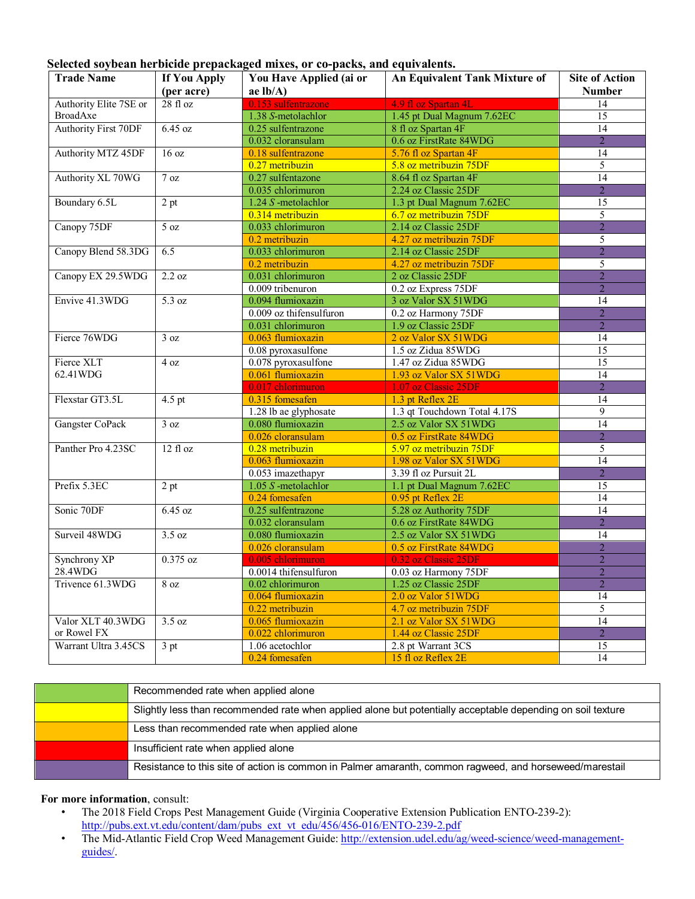**Selected soybean herbicide prepackaged mixes, or co-packs, and equivalents.**

| Trade Name | If You Apply (per acre) | You Have Applied (ai or ae lb/A) | An Equivalent Tank Mixture of | Site of Action Number |
|---|---|---|---|---|
| Authority Elite 7SE or BroadAxe | 28 fl oz | 0.153 sulfentrazone | 4.9 fl oz Spartan 4L | 14 |
| | | 1.38 *S*-metolachlor | 1.45 pt Dual Magnum 7.62EC | 15 |
| Authority First 70DF | 6.45 oz | 0.25 sulfentrazone | 8 fl oz Spartan 4F | 14 |
| | | 0.032 cloransulam | 0.6 oz FirstRate 84WDG | 2 |
| Authority MTZ 45DF | 16 oz | 0.18 sulfentrazone | 5.76 fl oz Spartan 4F | 14 |
| | | 0.27 metribuzin | 5.8 oz metribuzin 75DF | 5 |
| Authority XL 70WG | 7 oz | 0.27 sulfentazone | 8.64 fl oz Spartan 4F | 14 |
| | | 0.035 chlorimuron | 2.24 oz Classic 25DF | 2 |
| Boundary 6.5L | 2 pt | 1.24 *S* -metolachlor | 1.3 pt Dual Magnum 7.62EC | 15 |
| | | 0.314 metribuzin | 6.7 oz metribuzin 75DF | 5 |
| Canopy 75DF | 5 oz | 0.033 chlorimuron | 2.14 oz Classic 25DF | 2 |
| | | 0.2 metribuzin | 4.27 oz metribuzin 75DF | 5 |
| Canopy Blend 58.3DG | 6.5 | 0.033 chlorimuron | 2.14 oz Classic 25DF | 2 |
| | | 0.2 metribuzin | 4.27 oz metribuzin 75DF | 5 |
| Canopy EX 29.5WDG | 2.2 oz | 0.031 chlorimuron | 2 oz Classic 25DF | 2 |
| | | 0.009 tribenuron | 0.2 oz Express 75DF | 2 |
| Envive 41.3WDG | 5.3 oz | 0.094 flumioxazin | 3 oz Valor SX 51WDG | 14 |
| | | 0.009 oz thifensulfuron | 0.2 oz Harmony 75DF | 2 |
| | | 0.031 chlorimuron | 1.9 oz Classic 25DF | 2 |
| Fierce 76WDG | 3 oz | 0.063 flumioxazin | 2 oz Valor SX 51WDG | 14 |
| | | 0.08 pyroxasulfone | 1.5 oz Zidua 85WDG | 15 |
| Fierce XLT 62.41WDG | 4 oz | 0.078 pyroxasulfone | 1.47 oz Zidua 85WDG | 15 |
| | | 0.061 flumioxazin | 1.93 oz Valor SX 51WDG | 14 |
| | | 0.017 chlorimuron | 1.07 oz Classic 25DF | 2 |
| Flexstar GT3.5L | 4.5 pt | 0.315 fomesafen | 1.3 pt Reflex 2E | 14 |
| | | 1.28 lb ae glyphosate | 1.3 qt Touchdown Total 4.17S | 9 |
| Gangster CoPack | 3 oz | 0.080 flumioxazin | 2.5 oz Valor SX 51WDG | 14 |
| | | 0.026 cloransulam | 0.5 oz FirstRate 84WDG | 2 |
| Panther Pro 4.23SC | 12 fl oz | 0.28 metribuzin | 5.97 oz metribuzin 75DF | 5 |
| | | 0.063 flumioxazin | 1.98 oz Valor SX 51WDG | 14 |
| | | 0.053 imazethapyr | 3.39 fl oz Pursuit 2L | 2 |
| Prefix 5.3EC | 2 pt | 1.05 *S* -metolachlor | 1.1 pt Dual Magnum 7.62EC | 15 |
| | | 0.24 fomesafen | 0.95 pt Reflex 2E | 14 |
| Sonic 70DF | 6.45 oz | 0.25 sulfentrazone | 5.28 oz Authority 75DF | 14 |
| | | 0.032 cloransulam | 0.6 oz FirstRate 84WDG | 2 |
| Surveil 48WDG | 3.5 oz | 0.080 flumioxazin | 2.5 oz Valor SX 51WDG | 14 |
| | | 0.026 cloransulam | 0.5 oz FirstRate 84WDG | 2 |
| Synchrony XP 28.4WDG | 0.375 oz | 0.005 chlorimuron | 0.32 oz Classic 25DF | 2 |
| | | 0.0014 thifensulfuron | 0.03 oz Harmony 75DF | 2 |
| Trivence 61.3WDG | 8 oz | 0.02 chlorimuron | 1.25 oz Classic 25DF | 2 |
| | | 0.064 flumioxazin | 2.0 oz Valor 51WDG | 14 |
| | | 0.22 metribuzin | 4.7 oz metribuzin 75DF | 5 |
| Valor XLT 40.3WDG or Rowel FX | 3.5 oz | 0.065 flumioxazin | 2.1 oz Valor SX 51WDG | 14 |
| | | 0.022 chlorimuron | 1.44 oz Classic 25DF | 2 |
| Warrant Ultra 3.45CS | 3 pt | 1.06 acetochlor | 2.8 pt Warrant 3CS | 15 |
| | | 0.24 fomesafen | 15 fl oz Reflex 2E | 14 |

| Color | Meaning |
|---|---|
| Green | Recommended rate when applied alone |
| Yellow | Slightly less than recommended rate when applied alone but potentially acceptable depending on soil texture |
| Orange | Less than recommended rate when applied alone |
| Red | Insufficient rate when applied alone |
| Purple | Resistance to this site of action is common in Palmer amaranth, common ragweed, and horseweed/marestail |

**For more information**, consult:

- The 2018 Field Crops Pest Management Guide (Virginia Cooperative Extension Publication ENTO-239-2): http://pubs.ext.vt.edu/content/dam/pubs_ext_vt_edu/456/456-016/ENTO-239-2.pdf
- The Mid-Atlantic Field Crop Weed Management Guide: http://extension.udel.edu/ag/weed-science/weed-management-guides/.